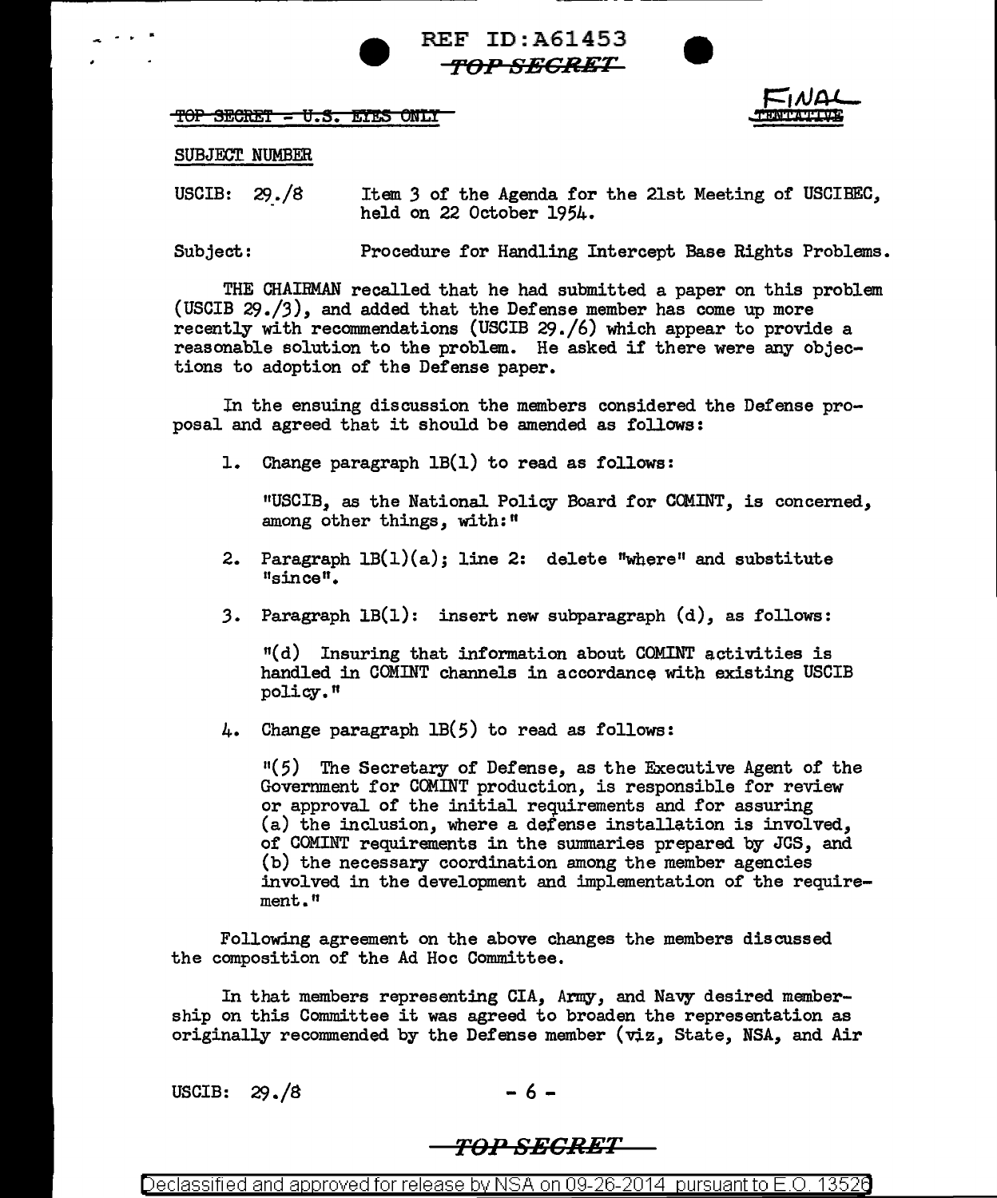REF ID:A61453
~~TOP SECRET~~

~~TOP SECRET - U.S. EYES ONLY~~

FINAL
~~TENTATIVE~~

SUBJECT NUMBER

USCIB: 29./8 Item 3 of the Agenda for the 21st Meeting of USCIBEC, held on 22 October 1954.

Subject: Procedure for Handling Intercept Base Rights Problems.

THE CHAIRMAN recalled that he had submitted a paper on this problem (USCIB 29./3), and added that the Defense member has come up more recently with recommendations (USCIB 29./6) which appear to provide a reasonable solution to the problem. He asked if there were any objections to adoption of the Defense paper.

In the ensuing discussion the members considered the Defense proposal and agreed that it should be amended as follows:

1. Change paragraph 1B(1) to read as follows:

   "USCIB, as the National Policy Board for COMINT, is concerned, among other things, with:"

2. Paragraph 1B(1)(a); line 2: delete "where" and substitute "since".

3. Paragraph 1B(1): insert new subparagraph (d), as follows:

   "(d) Insuring that information about COMINT activities is handled in COMINT channels in accordance with existing USCIB policy."

4. Change paragraph 1B(5) to read as follows:

   "(5) The Secretary of Defense, as the Executive Agent of the Government for COMINT production, is responsible for review or approval of the initial requirements and for assuring (a) the inclusion, where a defense installation is involved, of COMINT requirements in the summaries prepared by JCS, and (b) the necessary coordination among the member agencies involved in the development and implementation of the requirement."

Following agreement on the above changes the members discussed the composition of the Ad Hoc Committee.

In that members representing CIA, Army, and Navy desired membership on this Committee it was agreed to broaden the representation as originally recommended by the Defense member (viz, State, NSA, and Air

USCIB: 29./8

~~TOP SECRET~~

Declassified and approved for release by NSA on 09-26-2014 pursuant to E.O. 13526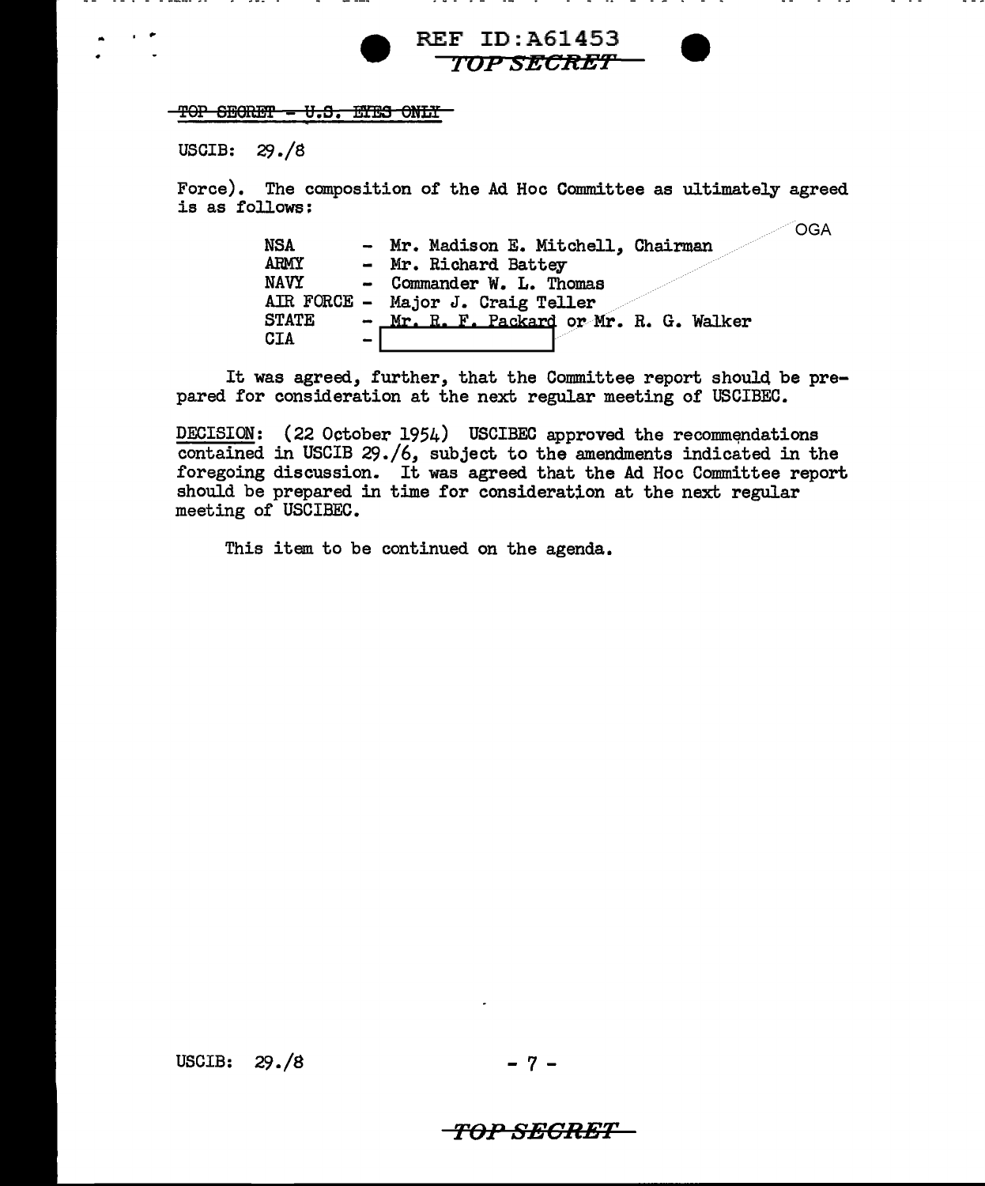REF ID:A61453

~~TOP SECRET - U.S. EYES ONLY~~

USCIB: 29./8

Force). The composition of the Ad Hoc Committee as ultimately agreed is as follows:

OGA

| | |
|---|---|
| NSA | - Mr. Madison E. Mitchell, Chairman |
| ARMY | - Mr. Richard Battey |
| NAVY | - Commander W. L. Thomas |
| AIR FORCE | - Major J. Craig Teller |
| STATE | - Mr. R. F. Packard or Mr. R. G. Walker |
| CIA | - [redacted] |

It was agreed, further, that the Committee report should be prepared for consideration at the next regular meeting of USCIBEC.

DECISION: (22 October 1954) USCIBEC approved the recommendations contained in USCIB 29./6, subject to the amendments indicated in the foregoing discussion. It was agreed that the Ad Hoc Committee report should be prepared in time for consideration at the next regular meeting of USCIBEC.

This item to be continued on the agenda.

USCIB: 29./8